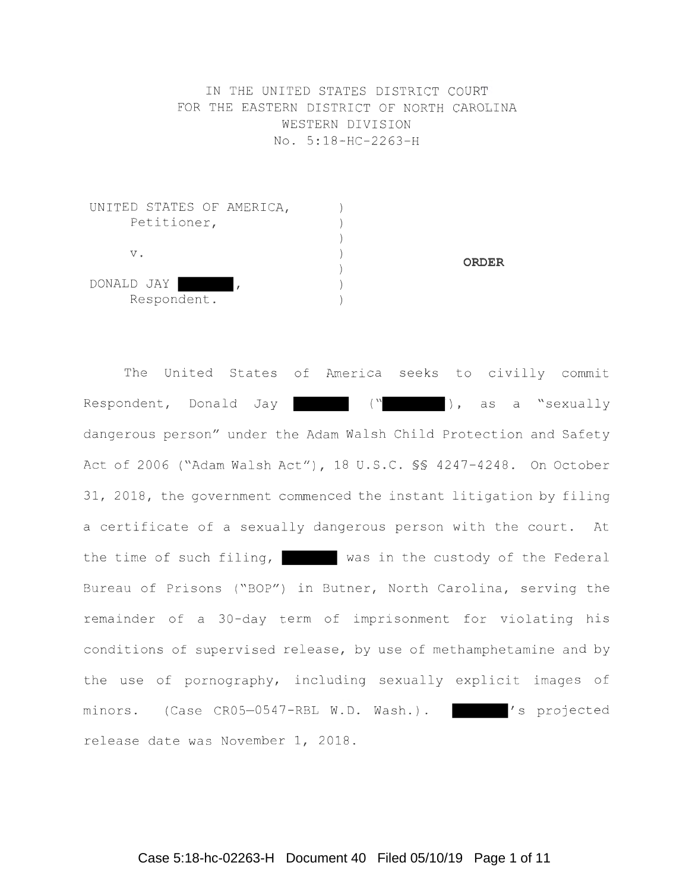IN THE UNITED STATES DISTRICT COURT
FOR THE EASTERN DISTRICT OF NORTH CAROLINA
WESTERN DIVISION
No. 5:18-HC-2263-H

UNITED STATES OF AMERICA,
Petitioner,

v.

DONALD JAY [REDACTED],
Respondent.

**ORDER**

The United States of America seeks to civilly commit Respondent, Donald Jay [REDACTED] ("[REDACTED]"), as a "sexually dangerous person" under the Adam Walsh Child Protection and Safety Act of 2006 ("Adam Walsh Act"), 18 U.S.C. §§ 4247-4248. On October 31, 2018, the government commenced the instant litigation by filing a certificate of a sexually dangerous person with the court. At the time of such filing, [REDACTED] was in the custody of the Federal Bureau of Prisons ("BOP") in Butner, North Carolina, serving the remainder of a 30-day term of imprisonment for violating his conditions of supervised release, by use of methamphetamine and by the use of pornography, including sexually explicit images of minors. (Case CR05—0547-RBL W.D. Wash.). [REDACTED]'s projected release date was November 1, 2018.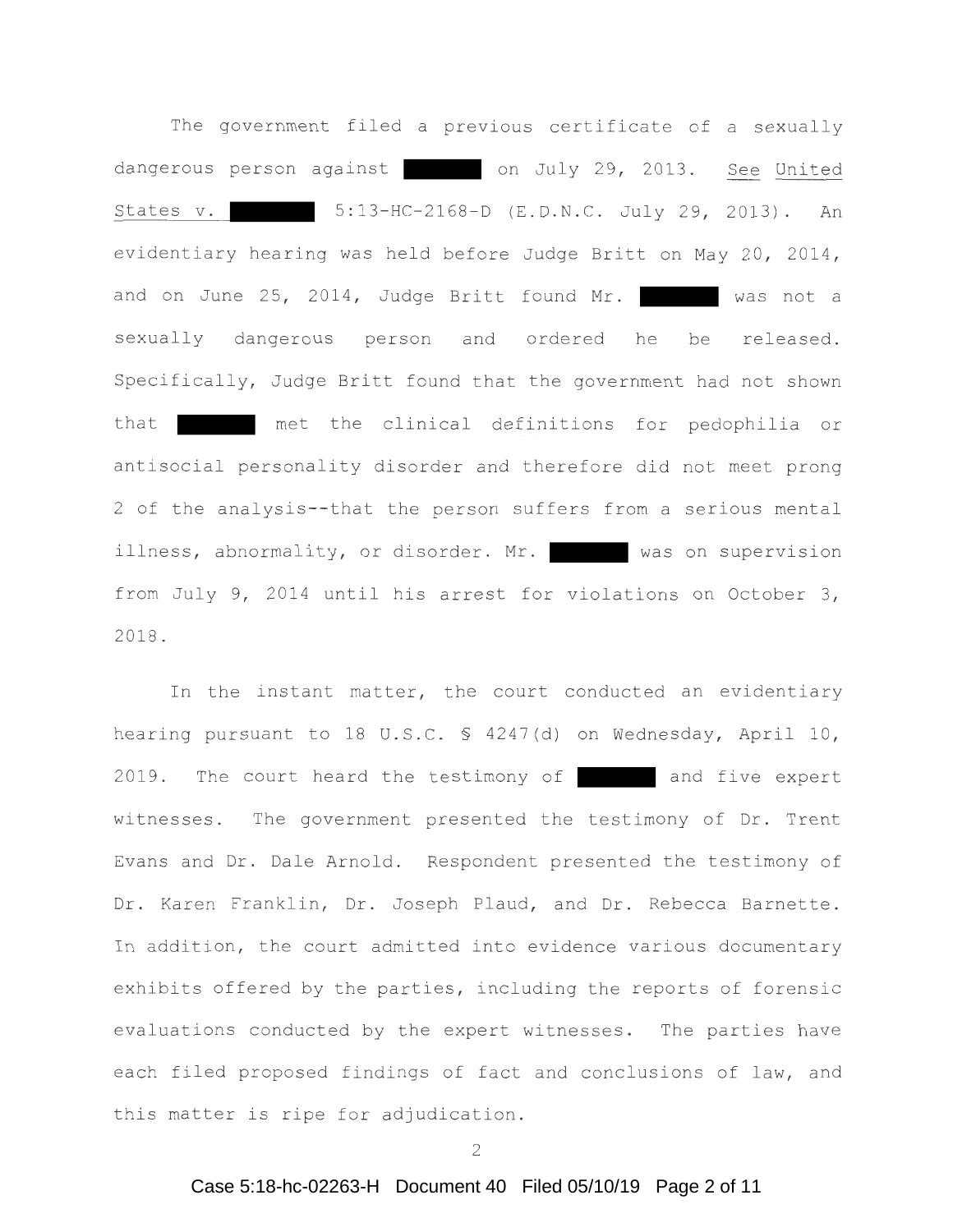The government filed a previous certificate of a sexually dangerous person against ████████ on July 29, 2013. See United States v. ████████ 5:13-HC-2168-D (E.D.N.C. July 29, 2013). An evidentiary hearing was held before Judge Britt on May 20, 2014, and on June 25, 2014, Judge Britt found Mr. ████████ was not a sexually dangerous person and ordered he be released. Specifically, Judge Britt found that the government had not shown that ████████ met the clinical definitions for pedophilia or antisocial personality disorder and therefore did not meet prong 2 of the analysis--that the person suffers from a serious mental illness, abnormality, or disorder. Mr. ████████ was on supervision from July 9, 2014 until his arrest for violations on October 3, 2018.

In the instant matter, the court conducted an evidentiary hearing pursuant to 18 U.S.C. § 4247(d) on Wednesday, April 10, 2019. The court heard the testimony of ████████ and five expert witnesses. The government presented the testimony of Dr. Trent Evans and Dr. Dale Arnold. Respondent presented the testimony of Dr. Karen Franklin, Dr. Joseph Plaud, and Dr. Rebecca Barnette. In addition, the court admitted into evidence various documentary exhibits offered by the parties, including the reports of forensic evaluations conducted by the expert witnesses. The parties have each filed proposed findings of fact and conclusions of law, and this matter is ripe for adjudication.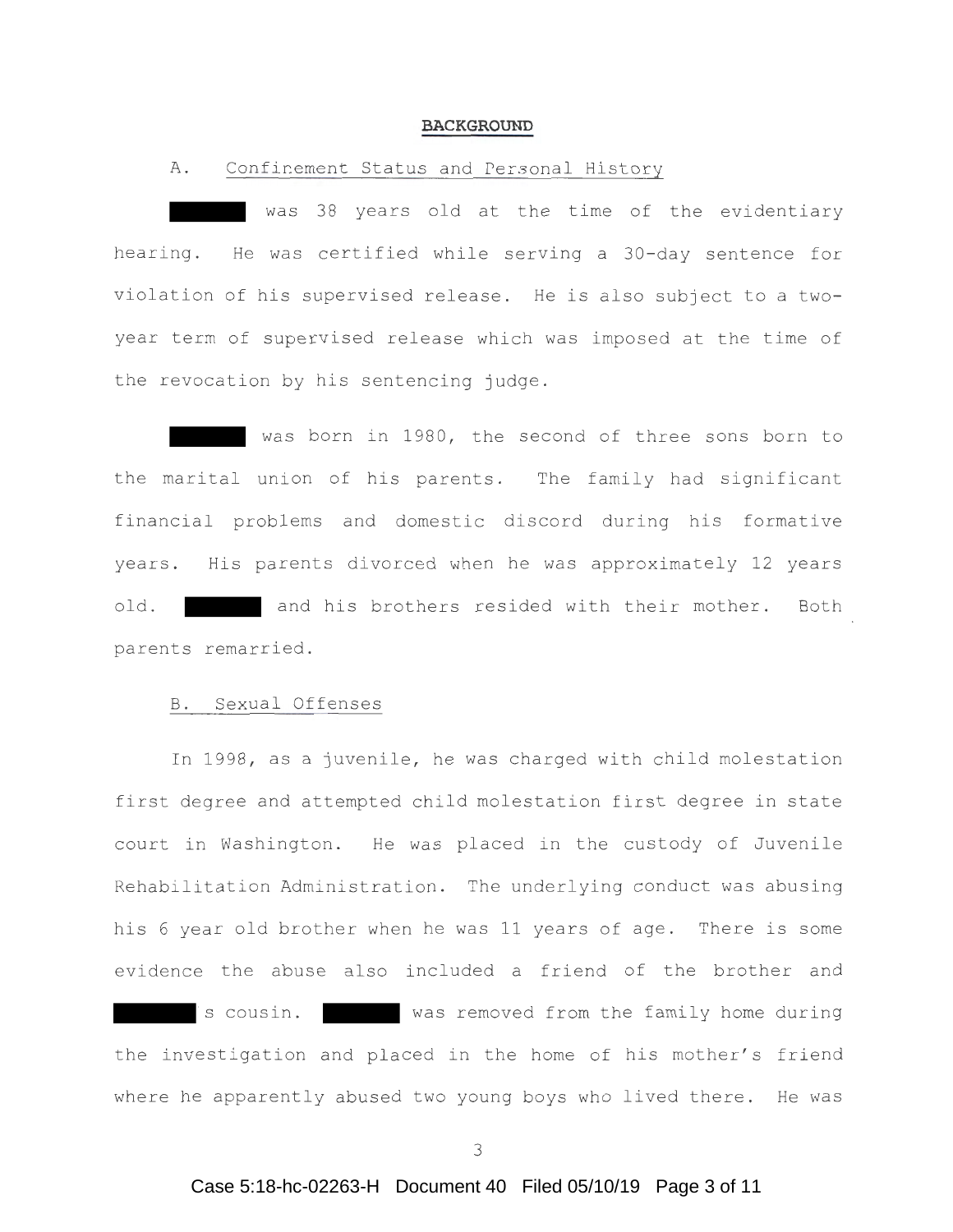## BACKGROUND

### A. Confinement Status and Personal History

█████ was 38 years old at the time of the evidentiary hearing. He was certified while serving a 30-day sentence for violation of his supervised release. He is also subject to a two-year term of supervised release which was imposed at the time of the revocation by his sentencing judge.

█████ was born in 1980, the second of three sons born to the marital union of his parents. The family had significant financial problems and domestic discord during his formative years. His parents divorced when he was approximately 12 years old. █████ and his brothers resided with their mother. Both parents remarried.

### B. Sexual Offenses

In 1998, as a juvenile, he was charged with child molestation first degree and attempted child molestation first degree in state court in Washington. He was placed in the custody of Juvenile Rehabilitation Administration. The underlying conduct was abusing his 6 year old brother when he was 11 years of age. There is some evidence the abuse also included a friend of the brother and █████'s cousin. █████ was removed from the family home during the investigation and placed in the home of his mother's friend where he apparently abused two young boys who lived there. He was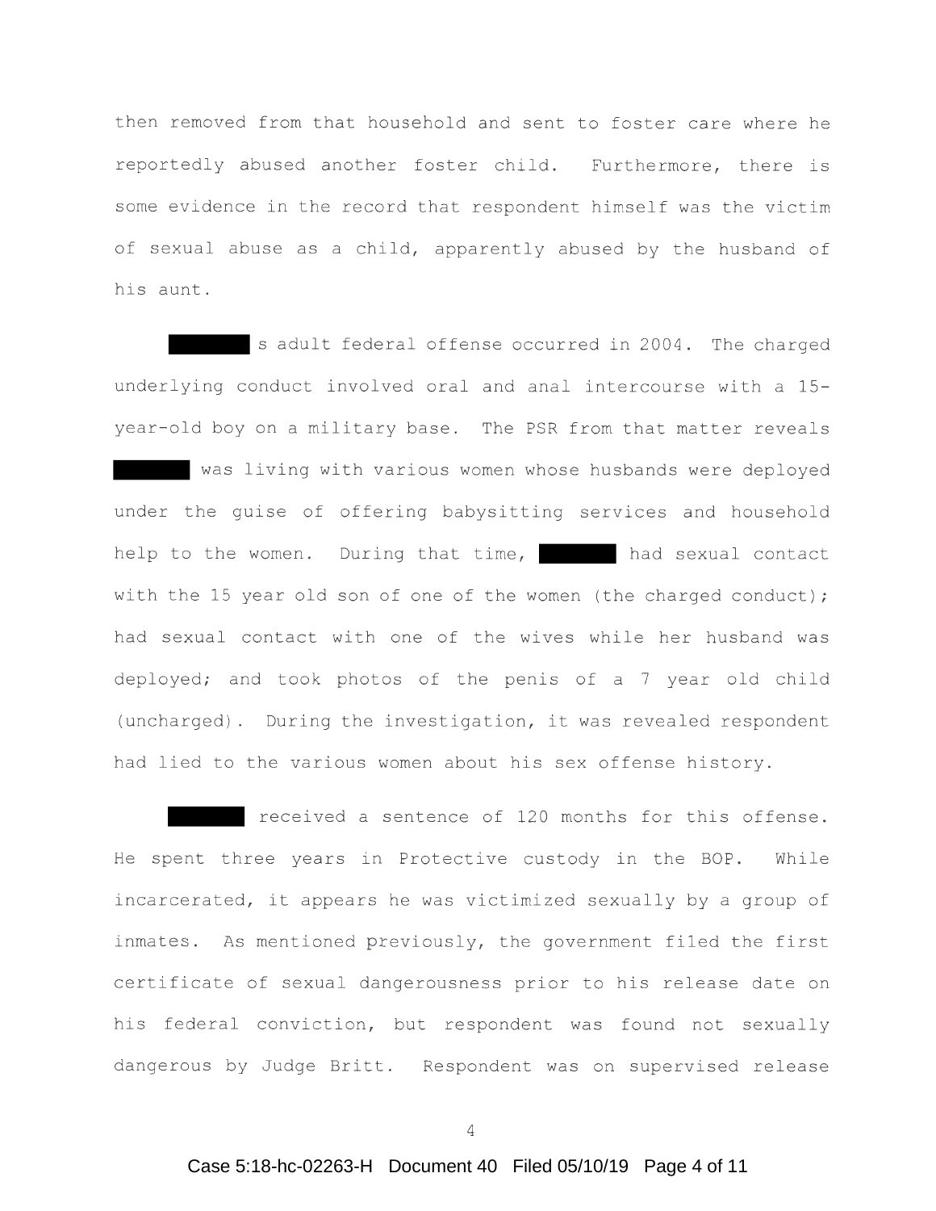then removed from that household and sent to foster care where he reportedly abused another foster child. Furthermore, there is some evidence in the record that respondent himself was the victim of sexual abuse as a child, apparently abused by the husband of his aunt.

█████ s adult federal offense occurred in 2004. The charged underlying conduct involved oral and anal intercourse with a 15-year-old boy on a military base. The PSR from that matter reveals █████ was living with various women whose husbands were deployed under the guise of offering babysitting services and household help to the women. During that time, █████ had sexual contact with the 15 year old son of one of the women (the charged conduct); had sexual contact with one of the wives while her husband was deployed; and took photos of the penis of a 7 year old child (uncharged). During the investigation, it was revealed respondent had lied to the various women about his sex offense history.

█████ received a sentence of 120 months for this offense. He spent three years in Protective custody in the BOP. While incarcerated, it appears he was victimized sexually by a group of inmates. As mentioned previously, the government filed the first certificate of sexual dangerousness prior to his release date on his federal conviction, but respondent was found not sexually dangerous by Judge Britt. Respondent was on supervised release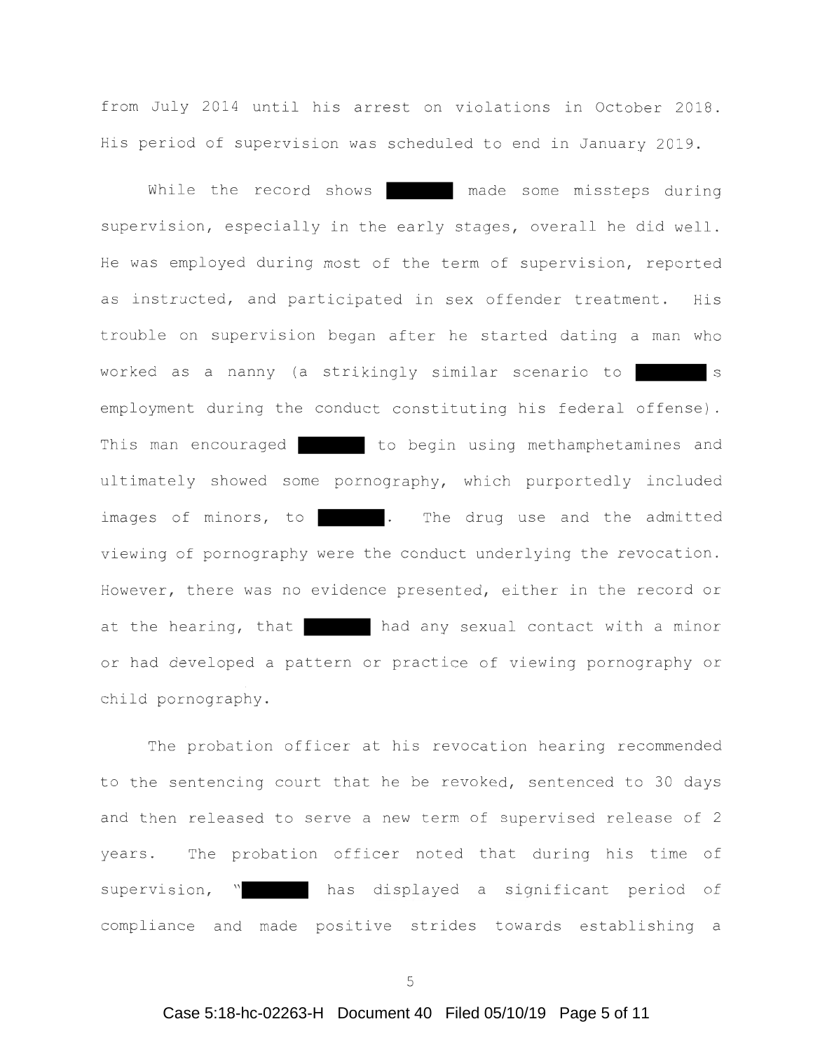from July 2014 until his arrest on violations in October 2018. His period of supervision was scheduled to end in January 2019.

While the record shows ████████ made some missteps during supervision, especially in the early stages, overall he did well. He was employed during most of the term of supervision, reported as instructed, and participated in sex offender treatment. His trouble on supervision began after he started dating a man who worked as a nanny (a strikingly similar scenario to ████████'s employment during the conduct constituting his federal offense). This man encouraged ████████ to begin using methamphetamines and ultimately showed some pornography, which purportedly included images of minors, to ████████. The drug use and the admitted viewing of pornography were the conduct underlying the revocation. However, there was no evidence presented, either in the record or at the hearing, that ████████ had any sexual contact with a minor or had developed a pattern or practice of viewing pornography or child pornography.

The probation officer at his revocation hearing recommended to the sentencing court that he be revoked, sentenced to 30 days and then released to serve a new term of supervised release of 2 years. The probation officer noted that during his time of supervision, "████████ has displayed a significant period of compliance and made positive strides towards establishing a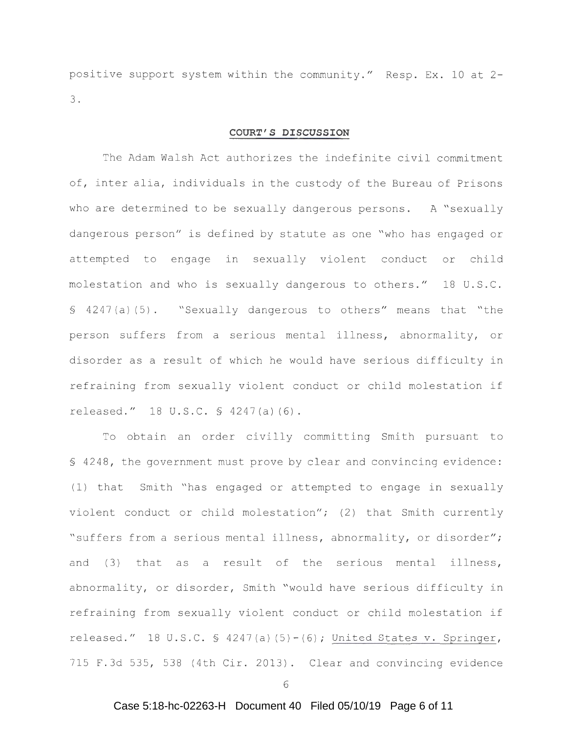positive support system within the community." Resp. Ex. 10 at 2-3.

## COURT'S DISCUSSION

The Adam Walsh Act authorizes the indefinite civil commitment of, inter alia, individuals in the custody of the Bureau of Prisons who are determined to be sexually dangerous persons. A "sexually dangerous person" is defined by statute as one "who has engaged or attempted to engage in sexually violent conduct or child molestation and who is sexually dangerous to others." 18 U.S.C. § 4247(a)(5). "Sexually dangerous to others" means that "the person suffers from a serious mental illness, abnormality, or disorder as a result of which he would have serious difficulty in refraining from sexually violent conduct or child molestation if released." 18 U.S.C. § 4247(a)(6).

To obtain an order civilly committing Smith pursuant to § 4248, the government must prove by clear and convincing evidence: (1) that Smith "has engaged or attempted to engage in sexually violent conduct or child molestation"; (2) that Smith currently "suffers from a serious mental illness, abnormality, or disorder"; and (3) that as a result of the serious mental illness, abnormality, or disorder, Smith "would have serious difficulty in refraining from sexually violent conduct or child molestation if released." 18 U.S.C. § 4247(a)(5)-(6); United States v. Springer, 715 F.3d 535, 538 (4th Cir. 2013). Clear and convincing evidence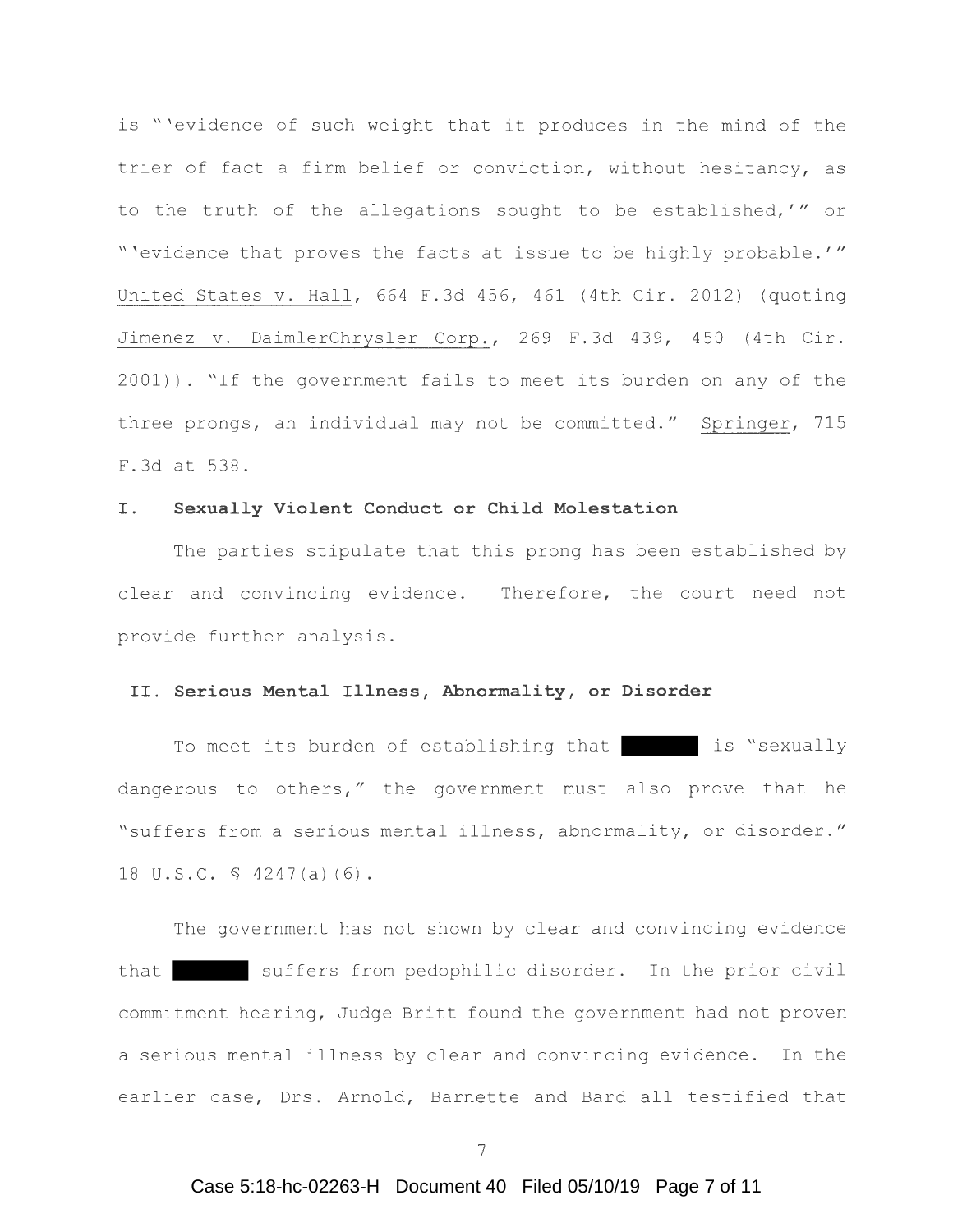is "'evidence of such weight that it produces in the mind of the trier of fact a firm belief or conviction, without hesitancy, as to the truth of the allegations sought to be established,'" or "'evidence that proves the facts at issue to be highly probable.'" United States v. Hall, 664 F.3d 456, 461 (4th Cir. 2012) (quoting Jimenez v. DaimlerChrysler Corp., 269 F.3d 439, 450 (4th Cir. 2001)). "If the government fails to meet its burden on any of the three prongs, an individual may not be committed." Springer, 715 F.3d at 538.

## I. Sexually Violent Conduct or Child Molestation

The parties stipulate that this prong has been established by clear and convincing evidence. Therefore, the court need not provide further analysis.

## II. Serious Mental Illness, Abnormality, or Disorder

To meet its burden of establishing that ██████ is "sexually dangerous to others," the government must also prove that he "suffers from a serious mental illness, abnormality, or disorder." 18 U.S.C. § 4247(a)(6).

The government has not shown by clear and convincing evidence that ██████ suffers from pedophilic disorder. In the prior civil commitment hearing, Judge Britt found the government had not proven a serious mental illness by clear and convincing evidence. In the earlier case, Drs. Arnold, Barnette and Bard all testified that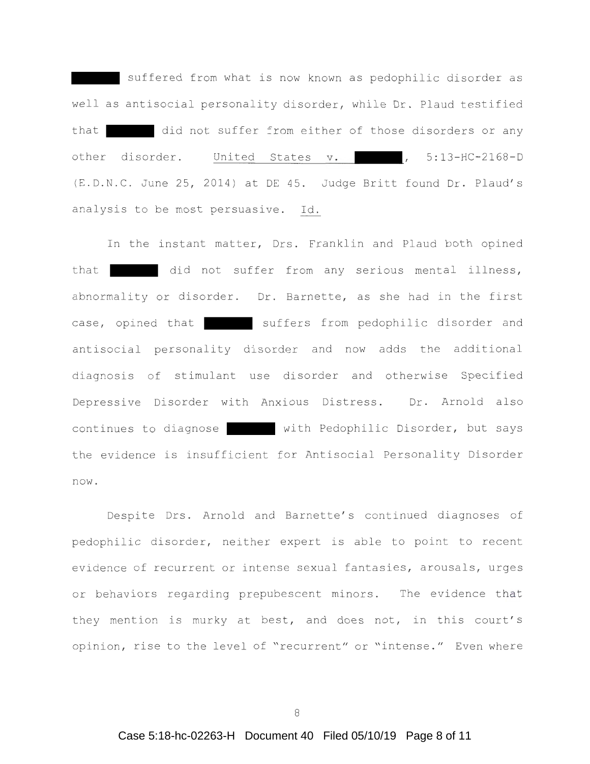█████ suffered from what is now known as pedophilic disorder as well as antisocial personality disorder, while Dr. Plaud testified that █████ did not suffer from either of those disorders or any other disorder. United States v. █████, 5:13-HC-2168-D (E.D.N.C. June 25, 2014) at DE 45. Judge Britt found Dr. Plaud's analysis to be most persuasive. Id.

In the instant matter, Drs. Franklin and Plaud both opined that █████ did not suffer from any serious mental illness, abnormality or disorder. Dr. Barnette, as she had in the first case, opined that █████ suffers from pedophilic disorder and antisocial personality disorder and now adds the additional diagnosis of stimulant use disorder and otherwise Specified Depressive Disorder with Anxious Distress. Dr. Arnold also continues to diagnose █████ with Pedophilic Disorder, but says the evidence is insufficient for Antisocial Personality Disorder now.

Despite Drs. Arnold and Barnette's continued diagnoses of pedophilic disorder, neither expert is able to point to recent evidence of recurrent or intense sexual fantasies, arousals, urges or behaviors regarding prepubescent minors. The evidence that they mention is murky at best, and does not, in this court's opinion, rise to the level of "recurrent" or "intense." Even where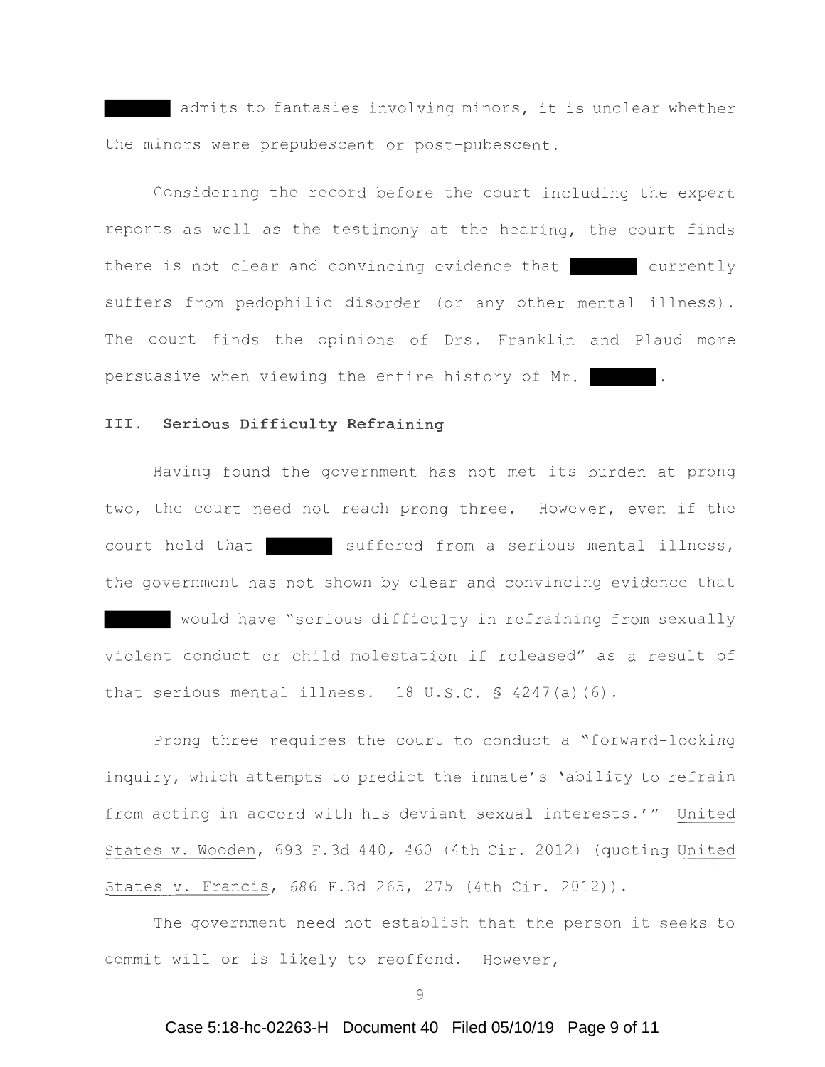█████ admits to fantasies involving minors, it is unclear whether the minors were prepubescent or post-pubescent.

Considering the record before the court including the expert reports as well as the testimony at the hearing, the court finds there is not clear and convincing evidence that █████ currently suffers from pedophilic disorder (or any other mental illness). The court finds the opinions of Drs. Franklin and Plaud more persuasive when viewing the entire history of Mr. █████.

### III. Serious Difficulty Refraining

Having found the government has not met its burden at prong two, the court need not reach prong three. However, even if the court held that █████ suffered from a serious mental illness, the government has not shown by clear and convincing evidence that █████ would have "serious difficulty in refraining from sexually violent conduct or child molestation if released" as a result of that serious mental illness. 18 U.S.C. § 4247(a)(6).

Prong three requires the court to conduct a "forward-looking inquiry, which attempts to predict the inmate's 'ability to refrain from acting in accord with his deviant sexual interests.'" United States v. Wooden, 693 F.3d 440, 460 (4th Cir. 2012) (quoting United States v. Francis, 686 F.3d 265, 275 (4th Cir. 2012)).

The government need not establish that the person it seeks to commit will or is likely to reoffend. However,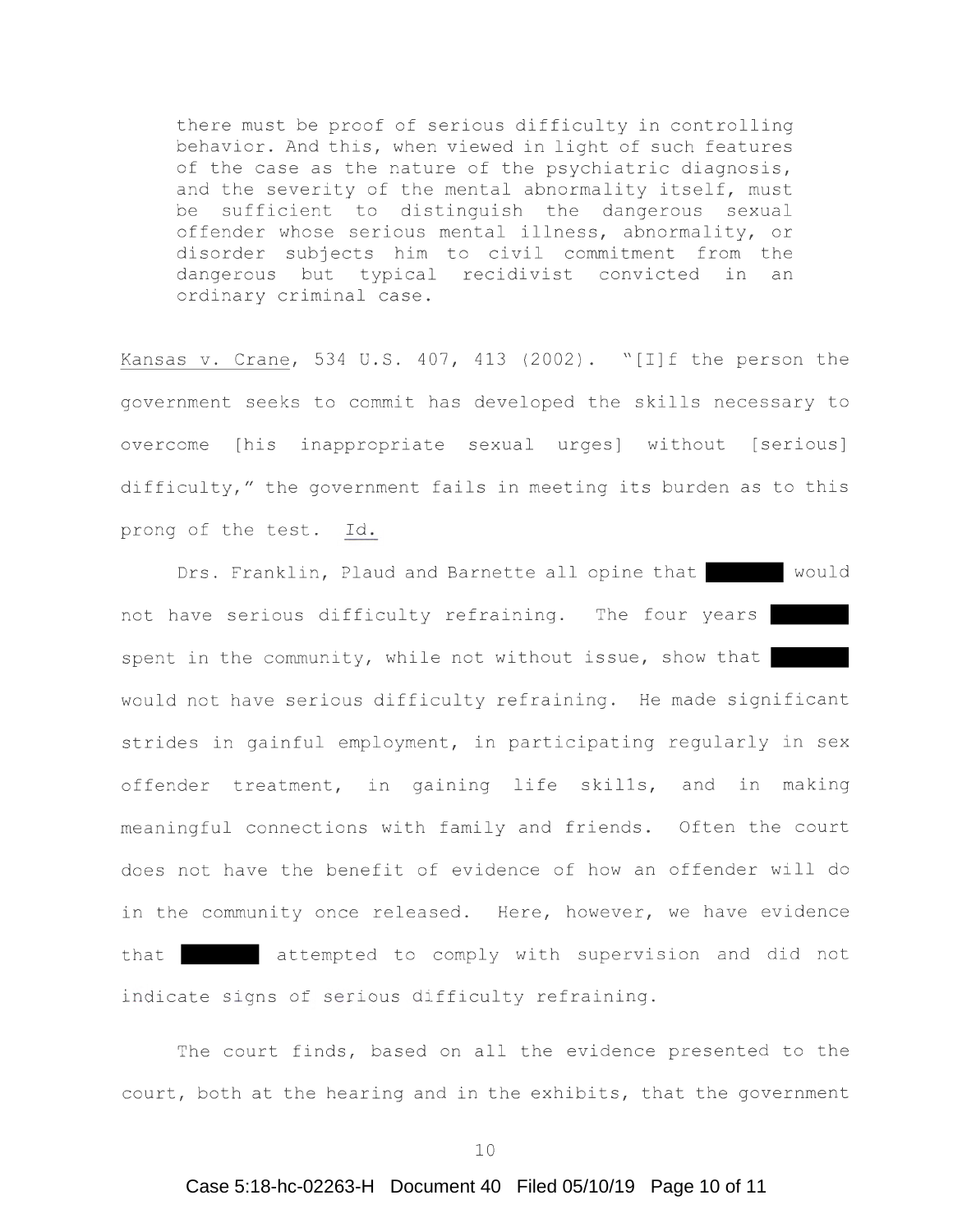> there must be proof of serious difficulty in controlling behavior. And this, when viewed in light of such features of the case as the nature of the psychiatric diagnosis, and the severity of the mental abnormality itself, must be sufficient to distinguish the dangerous sexual offender whose serious mental illness, abnormality, or disorder subjects him to civil commitment from the dangerous but typical recidivist convicted in an ordinary criminal case.

Kansas v. Crane, 534 U.S. 407, 413 (2002). "[I]f the person the government seeks to commit has developed the skills necessary to overcome [his inappropriate sexual urges] without [serious] difficulty," the government fails in meeting its burden as to this prong of the test. Id.

Drs. Franklin, Plaud and Barnette all opine that ████████ would not have serious difficulty refraining. The four years ████████ spent in the community, while not without issue, show that ████████ would not have serious difficulty refraining. He made significant strides in gainful employment, in participating regularly in sex offender treatment, in gaining life skills, and in making meaningful connections with family and friends. Often the court does not have the benefit of evidence of how an offender will do in the community once released. Here, however, we have evidence that ████████ attempted to comply with supervision and did not indicate signs of serious difficulty refraining.

The court finds, based on all the evidence presented to the court, both at the hearing and in the exhibits, that the government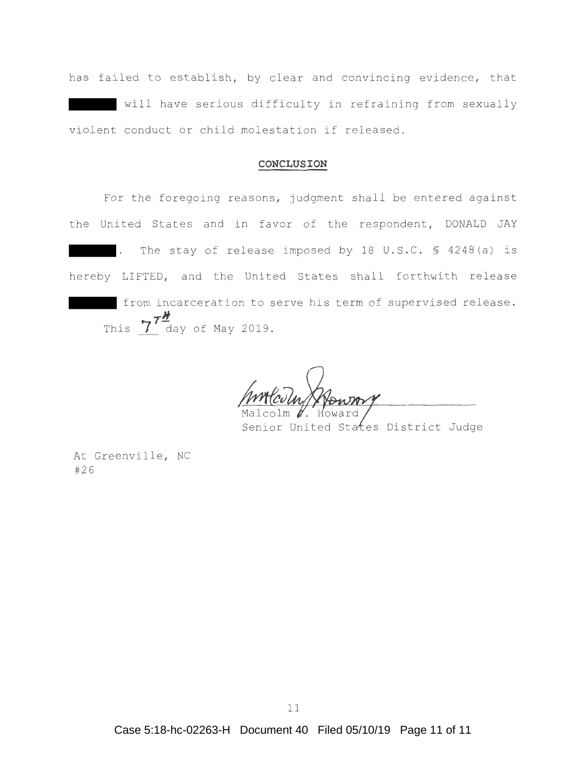has failed to establish, by clear and convincing evidence, that ███████ will have serious difficulty in refraining from sexually violent conduct or child molestation if released.

## CONCLUSION

For the foregoing reasons, judgment shall be entered against the United States and in favor of the respondent, DONALD JAY ███████. The stay of release imposed by 18 U.S.C. § 4248(a) is hereby LIFTED, and the United States shall forthwith release ███████ from incarceration to serve his term of supervised release.

This 7th day of May 2019.

Malcolm J. Howard
Senior United States District Judge

At Greenville, NC
#26